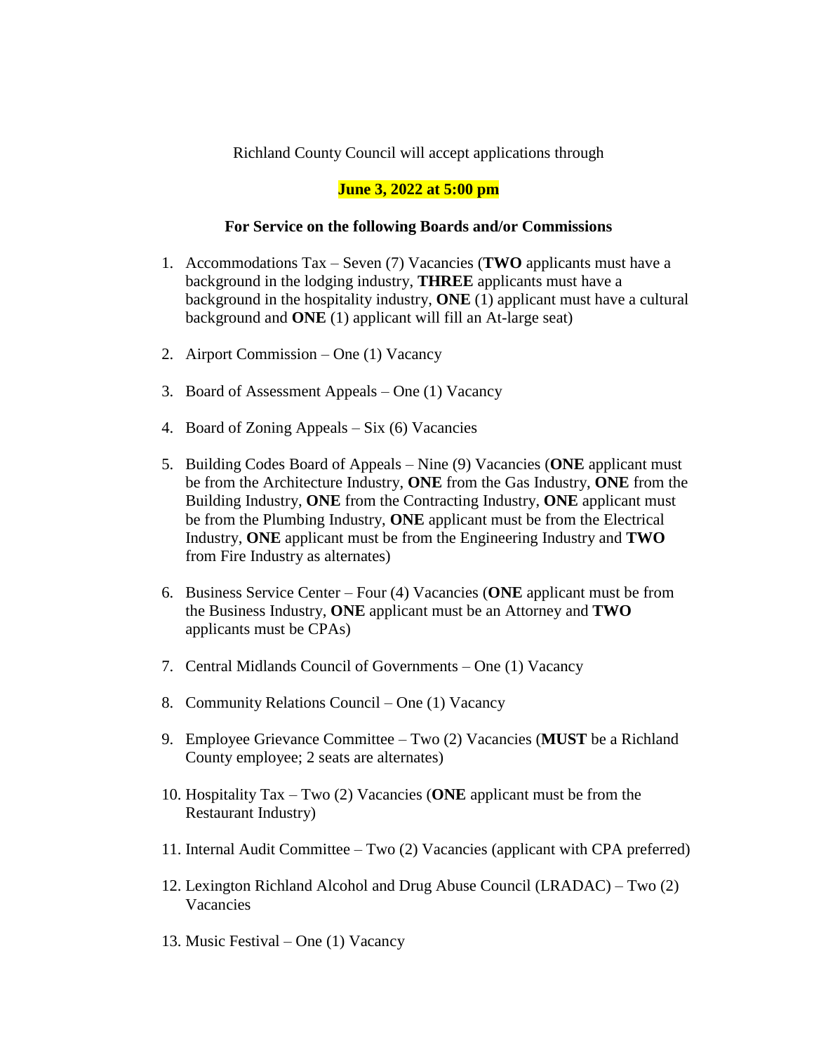Richland County Council will accept applications through

**June 3, 2022 at 5:00 pm**

**For Service on the following Boards and/or Commissions**

1. Accommodations Tax – Seven (7) Vacancies (**TWO** applicants must have a background in the lodging industry, **THREE** applicants must have a background in the hospitality industry, **ONE** (1) applicant must have a cultural background and **ONE** (1) applicant will fill an At-large seat)

2. Airport Commission – One (1) Vacancy

3. Board of Assessment Appeals – One (1) Vacancy

4. Board of Zoning Appeals – Six (6) Vacancies

5. Building Codes Board of Appeals – Nine (9) Vacancies (**ONE** applicant must be from the Architecture Industry, **ONE** from the Gas Industry, **ONE** from the Building Industry, **ONE** from the Contracting Industry, **ONE** applicant must be from the Plumbing Industry, **ONE** applicant must be from the Electrical Industry, **ONE** applicant must be from the Engineering Industry and **TWO** from Fire Industry as alternates)

6. Business Service Center – Four (4) Vacancies (**ONE** applicant must be from the Business Industry, **ONE** applicant must be an Attorney and **TWO** applicants must be CPAs)

7. Central Midlands Council of Governments – One (1) Vacancy

8. Community Relations Council – One (1) Vacancy

9. Employee Grievance Committee – Two (2) Vacancies (**MUST** be a Richland County employee; 2 seats are alternates)

10. Hospitality Tax – Two (2) Vacancies (**ONE** applicant must be from the Restaurant Industry)

11. Internal Audit Committee – Two (2) Vacancies (applicant with CPA preferred)

12. Lexington Richland Alcohol and Drug Abuse Council (LRADAC) – Two (2) Vacancies

13. Music Festival – One (1) Vacancy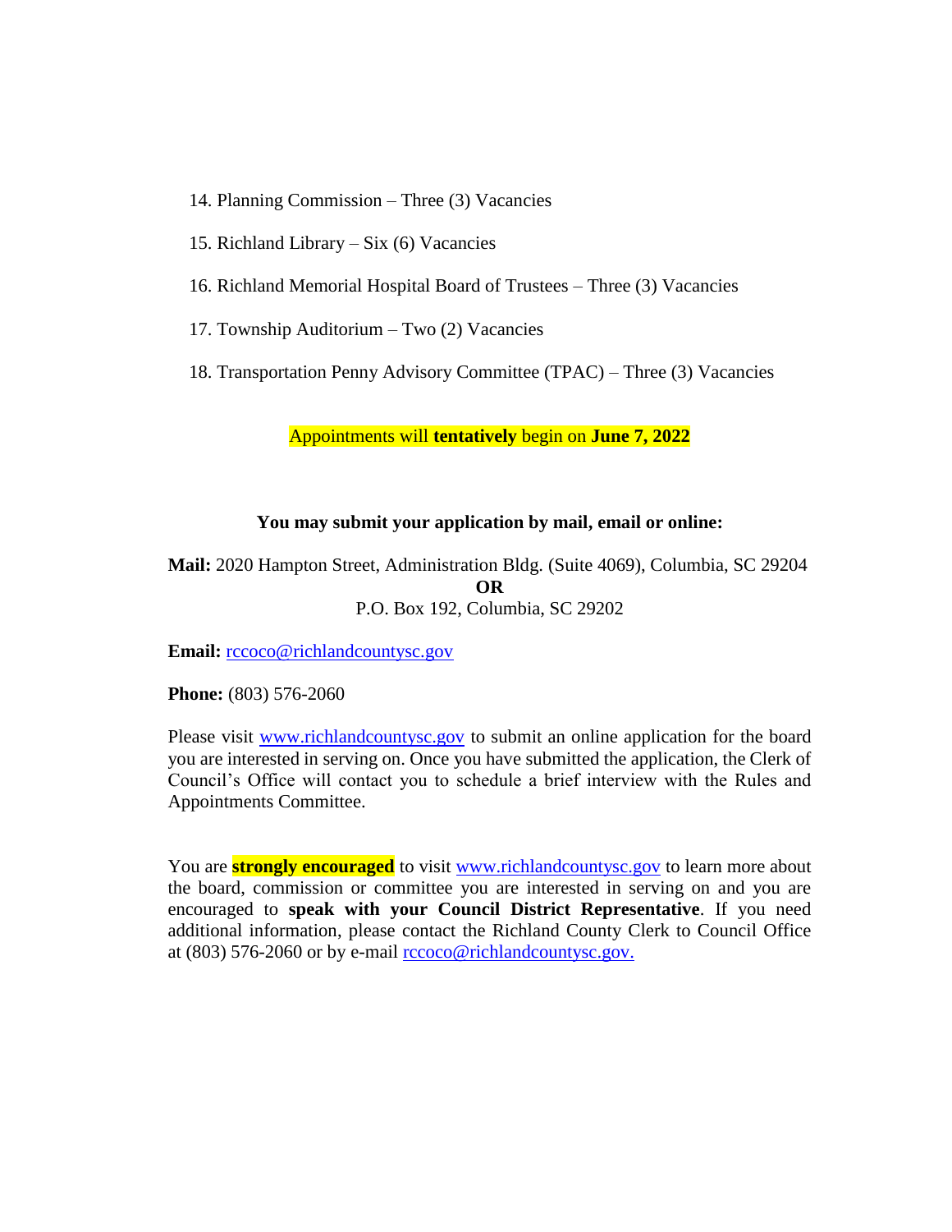14. Planning Commission – Three (3) Vacancies
15. Richland Library – Six (6) Vacancies
16. Richland Memorial Hospital Board of Trustees – Three (3) Vacancies
17. Township Auditorium – Two (2) Vacancies
18. Transportation Penny Advisory Committee (TPAC) – Three (3) Vacancies

Appointments will **tentatively** begin on **June 7, 2022**

**You may submit your application by mail, email or online:**

**Mail:** 2020 Hampton Street, Administration Bldg. (Suite 4069), Columbia, SC 29204
**OR**
P.O. Box 192, Columbia, SC 29202

**Email:** rccoco@richlandcountysc.gov

**Phone:** (803) 576-2060

Please visit www.richlandcountysc.gov to submit an online application for the board you are interested in serving on. Once you have submitted the application, the Clerk of Council's Office will contact you to schedule a brief interview with the Rules and Appointments Committee.

You are **strongly encouraged** to visit www.richlandcountysc.gov to learn more about the board, commission or committee you are interested in serving on and you are encouraged to **speak with your Council District Representative**. If you need additional information, please contact the Richland County Clerk to Council Office at (803) 576-2060 or by e-mail rccoco@richlandcountysc.gov.